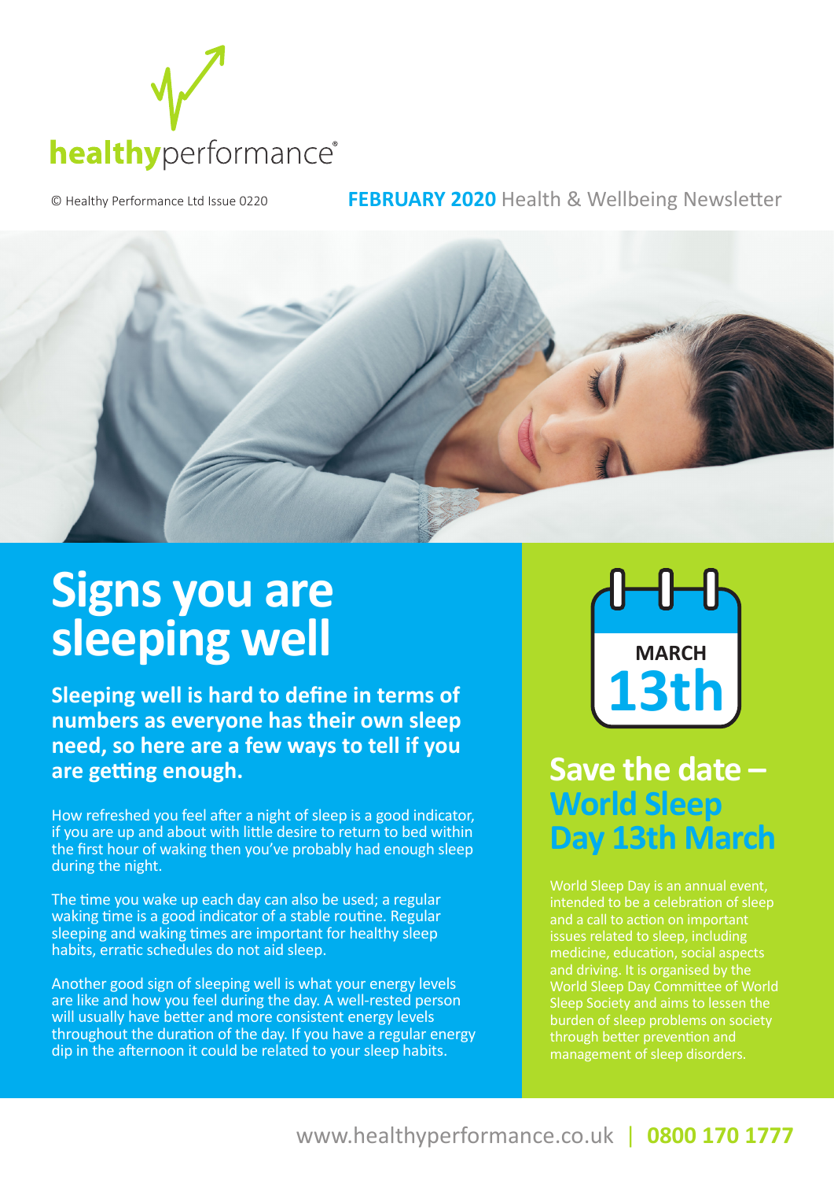healthyperformance®

© Healthy Performance Ltd Issue 0220

**FEBRUARY 2020** Health & Wellbeing Newsletter

# Signs you are sleeping well

**Sleeping well is hard to define in terms of numbers as everyone has their own sleep need, so here are a few ways to tell if you are getting enough.**

How refreshed you feel after a night of sleep is a good indicator, if you are up and about with little desire to return to bed within the first hour of waking then you've probably had enough sleep during the night.

The time you wake up each day can also be used; a regular waking time is a good indicator of a stable routine. Regular sleeping and waking times are important for healthy sleep habits, erratic schedules do not aid sleep.

Another good sign of sleeping well is what your energy levels are like and how you feel during the day. A well-rested person will usually have better and more consistent energy levels throughout the duration of the day. If you have a regular energy dip in the afternoon it could be related to your sleep habits.

MARCH
13th

## Save the date – World Sleep Day 13th March

World Sleep Day is an annual event, intended to be a celebration of sleep and a call to action on important issues related to sleep, including medicine, education, social aspects and driving. It is organised by the World Sleep Day Committee of World Sleep Society and aims to lessen the burden of sleep problems on society through better prevention and management of sleep disorders.

www.healthyperformance.co.uk | **0800 170 1777**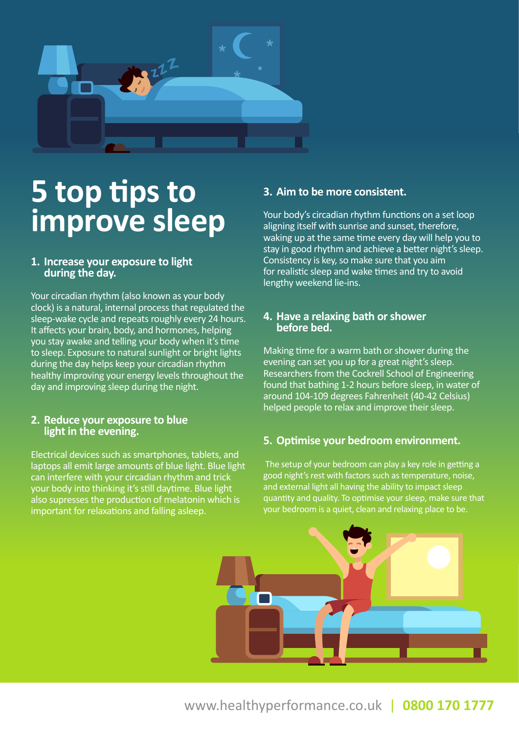# 5 top tips to improve sleep

### 1. Increase your exposure to light during the day.

Your circadian rhythm (also known as your body clock) is a natural, internal process that regulated the sleep-wake cycle and repeats roughly every 24 hours. It affects your brain, body, and hormones, helping you stay awake and telling your body when it's time to sleep. Exposure to natural sunlight or bright lights during the day helps keep your circadian rhythm healthy improving your energy levels throughout the day and improving sleep during the night.

### 2. Reduce your exposure to blue light in the evening.

Electrical devices such as smartphones, tablets, and laptops all emit large amounts of blue light. Blue light can interfere with your circadian rhythm and trick your body into thinking it's still daytime. Blue light also supresses the production of melatonin which is important for relaxations and falling asleep.

### 3. Aim to be more consistent.

Your body's circadian rhythm functions on a set loop aligning itself with sunrise and sunset, therefore, waking up at the same time every day will help you to stay in good rhythm and achieve a better night's sleep. Consistency is key, so make sure that you aim for realistic sleep and wake times and try to avoid lengthy weekend lie-ins.

### 4. Have a relaxing bath or shower before bed.

Making time for a warm bath or shower during the evening can set you up for a great night's sleep. Researchers from the Cockrell School of Engineering found that bathing 1-2 hours before sleep, in water of around 104-109 degrees Fahrenheit (40-42 Celsius) helped people to relax and improve their sleep.

### 5. Optimise your bedroom environment.

The setup of your bedroom can play a key role in getting a good night's rest with factors such as temperature, noise, and external light all having the ability to impact sleep quantity and quality. To optimise your sleep, make sure that your bedroom is a quiet, clean and relaxing place to be.

www.healthyperformance.co.uk | **0800 170 1777**